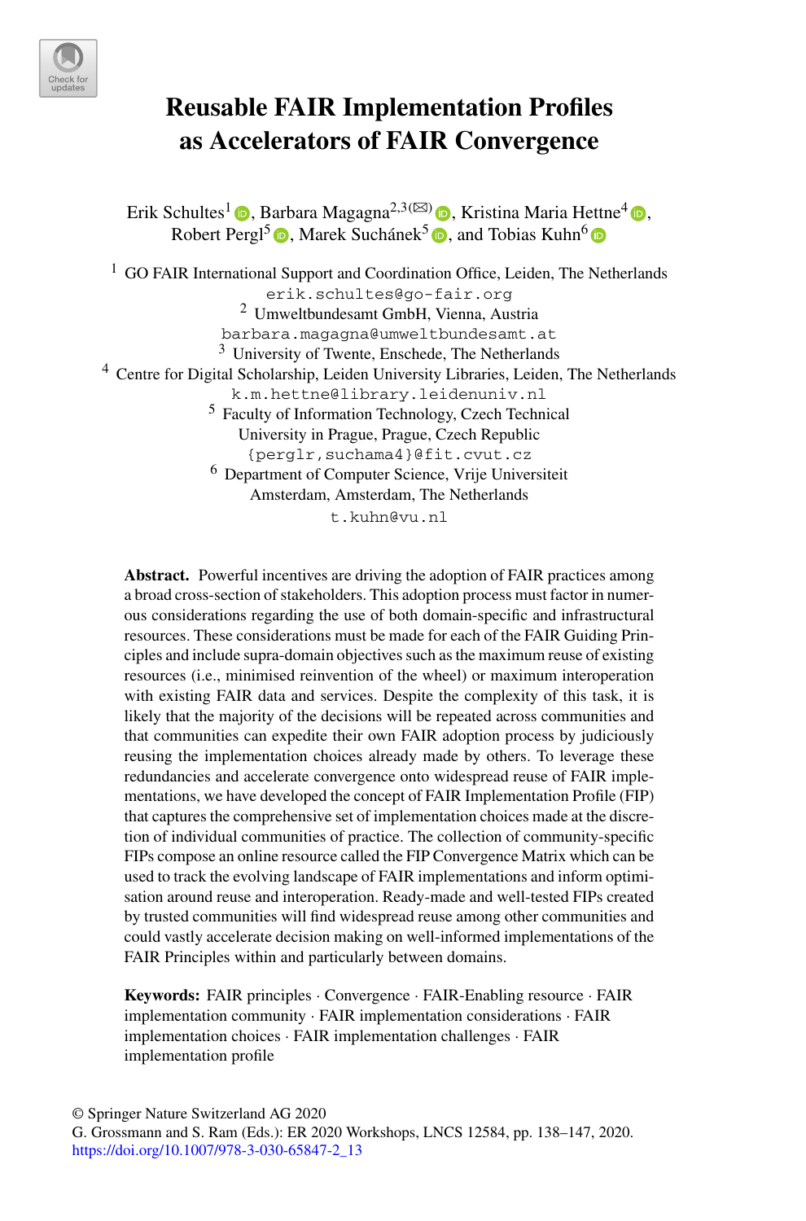# Reusable FAIR Implementation Profiles as Accelerators of FAIR Convergence

Erik Schultes[1], Barbara Magagna[2,3](✉), Kristina Maria Hettne[4], Robert Pergl[5], Marek Suchánek[5], and Tobias Kuhn[6]

[1] GO FAIR International Support and Coordination Office, Leiden, The Netherlands
erik.schultes@go-fair.org

[2] Umweltbundesamt GmbH, Vienna, Austria
barbara.magagna@umweltbundesamt.at

[3] University of Twente, Enschede, The Netherlands

[4] Centre for Digital Scholarship, Leiden University Libraries, Leiden, The Netherlands
k.m.hettne@library.leidenuniv.nl

[5] Faculty of Information Technology, Czech Technical University in Prague, Prague, Czech Republic
{perglr,suchama4}@fit.cvut.cz

[6] Department of Computer Science, Vrije Universiteit Amsterdam, Amsterdam, The Netherlands
t.kuhn@vu.nl

**Abstract.** Powerful incentives are driving the adoption of FAIR practices among a broad cross-section of stakeholders. This adoption process must factor in numerous considerations regarding the use of both domain-specific and infrastructural resources. These considerations must be made for each of the FAIR Guiding Principles and include supra-domain objectives such as the maximum reuse of existing resources (i.e., minimised reinvention of the wheel) or maximum interoperation with existing FAIR data and services. Despite the complexity of this task, it is likely that the majority of the decisions will be repeated across communities and that communities can expedite their own FAIR adoption process by judiciously reusing the implementation choices already made by others. To leverage these redundancies and accelerate convergence onto widespread reuse of FAIR implementations, we have developed the concept of FAIR Implementation Profile (FIP) that captures the comprehensive set of implementation choices made at the discretion of individual communities of practice. The collection of community-specific FIPs compose an online resource called the FIP Convergence Matrix which can be used to track the evolving landscape of FAIR implementations and inform optimisation around reuse and interoperation. Ready-made and well-tested FIPs created by trusted communities will find widespread reuse among other communities and could vastly accelerate decision making on well-informed implementations of the FAIR Principles within and particularly between domains.

**Keywords:** FAIR principles · Convergence · FAIR-Enabling resource · FAIR implementation community · FAIR implementation considerations · FAIR implementation choices · FAIR implementation challenges · FAIR implementation profile

© Springer Nature Switzerland AG 2020
G. Grossmann and S. Ram (Eds.): ER 2020 Workshops, LNCS 12584, pp. 138–147, 2020.
https://doi.org/10.1007/978-3-030-65847-2_13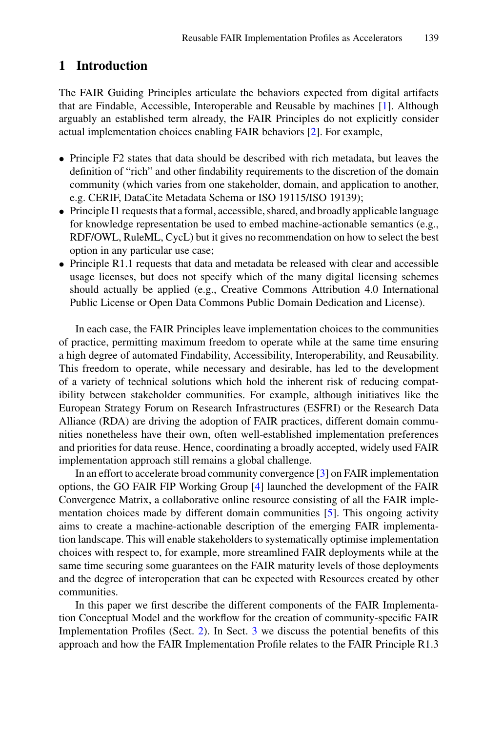## 1 Introduction

The FAIR Guiding Principles articulate the behaviors expected from digital artifacts that are Findable, Accessible, Interoperable and Reusable by machines [1]. Although arguably an established term already, the FAIR Principles do not explicitly consider actual implementation choices enabling FAIR behaviors [2]. For example,

- Principle F2 states that data should be described with rich metadata, but leaves the definition of "rich" and other findability requirements to the discretion of the domain community (which varies from one stakeholder, domain, and application to another, e.g. CERIF, DataCite Metadata Schema or ISO 19115/ISO 19139);
- Principle I1 requests that a formal, accessible, shared, and broadly applicable language for knowledge representation be used to embed machine-actionable semantics (e.g., RDF/OWL, RuleML, CycL) but it gives no recommendation on how to select the best option in any particular use case;
- Principle R1.1 requests that data and metadata be released with clear and accessible usage licenses, but does not specify which of the many digital licensing schemes should actually be applied (e.g., Creative Commons Attribution 4.0 International Public License or Open Data Commons Public Domain Dedication and License).

In each case, the FAIR Principles leave implementation choices to the communities of practice, permitting maximum freedom to operate while at the same time ensuring a high degree of automated Findability, Accessibility, Interoperability, and Reusability. This freedom to operate, while necessary and desirable, has led to the development of a variety of technical solutions which hold the inherent risk of reducing compatibility between stakeholder communities. For example, although initiatives like the European Strategy Forum on Research Infrastructures (ESFRI) or the Research Data Alliance (RDA) are driving the adoption of FAIR practices, different domain communities nonetheless have their own, often well-established implementation preferences and priorities for data reuse. Hence, coordinating a broadly accepted, widely used FAIR implementation approach still remains a global challenge.

In an effort to accelerate broad community convergence [3] on FAIR implementation options, the GO FAIR FIP Working Group [4] launched the development of the FAIR Convergence Matrix, a collaborative online resource consisting of all the FAIR implementation choices made by different domain communities [5]. This ongoing activity aims to create a machine-actionable description of the emerging FAIR implementation landscape. This will enable stakeholders to systematically optimise implementation choices with respect to, for example, more streamlined FAIR deployments while at the same time securing some guarantees on the FAIR maturity levels of those deployments and the degree of interoperation that can be expected with Resources created by other communities.

In this paper we first describe the different components of the FAIR Implementation Conceptual Model and the workflow for the creation of community-specific FAIR Implementation Profiles (Sect. 2). In Sect. 3 we discuss the potential benefits of this approach and how the FAIR Implementation Profile relates to the FAIR Principle R1.3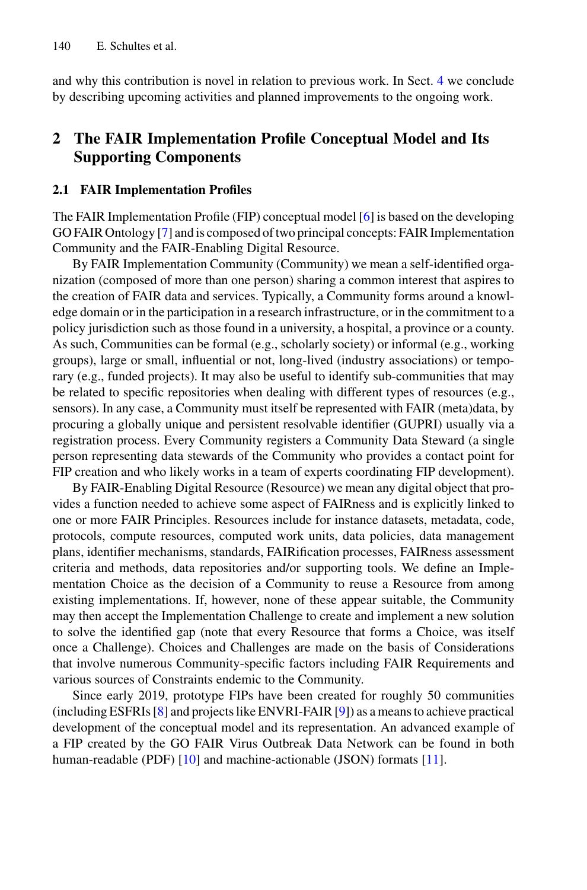and why this contribution is novel in relation to previous work. In Sect. 4 we conclude by describing upcoming activities and planned improvements to the ongoing work.

## 2 The FAIR Implementation Profile Conceptual Model and Its Supporting Components

### 2.1 FAIR Implementation Profiles

The FAIR Implementation Profile (FIP) conceptual model [6] is based on the developing GO FAIR Ontology [7] and is composed of two principal concepts: FAIR Implementation Community and the FAIR-Enabling Digital Resource.

By FAIR Implementation Community (Community) we mean a self-identified organization (composed of more than one person) sharing a common interest that aspires to the creation of FAIR data and services. Typically, a Community forms around a knowledge domain or in the participation in a research infrastructure, or in the commitment to a policy jurisdiction such as those found in a university, a hospital, a province or a county. As such, Communities can be formal (e.g., scholarly society) or informal (e.g., working groups), large or small, influential or not, long-lived (industry associations) or temporary (e.g., funded projects). It may also be useful to identify sub-communities that may be related to specific repositories when dealing with different types of resources (e.g., sensors). In any case, a Community must itself be represented with FAIR (meta)data, by procuring a globally unique and persistent resolvable identifier (GUPRI) usually via a registration process. Every Community registers a Community Data Steward (a single person representing data stewards of the Community who provides a contact point for FIP creation and who likely works in a team of experts coordinating FIP development).

By FAIR-Enabling Digital Resource (Resource) we mean any digital object that provides a function needed to achieve some aspect of FAIRness and is explicitly linked to one or more FAIR Principles. Resources include for instance datasets, metadata, code, protocols, compute resources, computed work units, data policies, data management plans, identifier mechanisms, standards, FAIRification processes, FAIRness assessment criteria and methods, data repositories and/or supporting tools. We define an Implementation Choice as the decision of a Community to reuse a Resource from among existing implementations. If, however, none of these appear suitable, the Community may then accept the Implementation Challenge to create and implement a new solution to solve the identified gap (note that every Resource that forms a Choice, was itself once a Challenge). Choices and Challenges are made on the basis of Considerations that involve numerous Community-specific factors including FAIR Requirements and various sources of Constraints endemic to the Community.

Since early 2019, prototype FIPs have been created for roughly 50 communities (including ESFRIs [8] and projects like ENVRI-FAIR [9]) as a means to achieve practical development of the conceptual model and its representation. An advanced example of a FIP created by the GO FAIR Virus Outbreak Data Network can be found in both human-readable (PDF) [10] and machine-actionable (JSON) formats [11].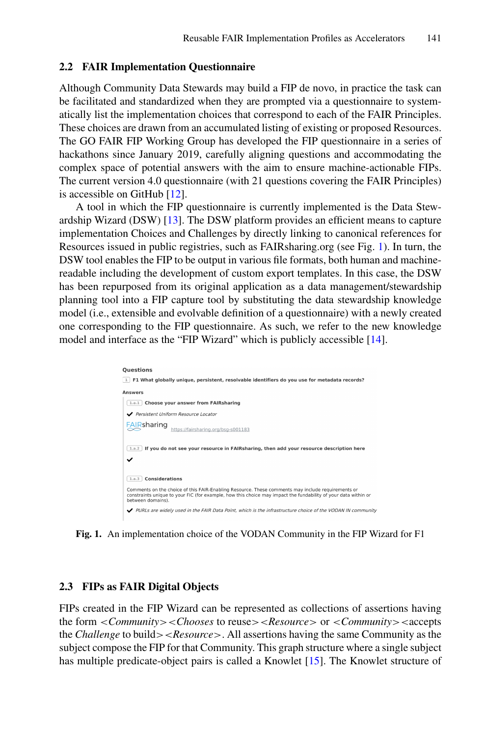## 2.2 FAIR Implementation Questionnaire

Although Community Data Stewards may build a FIP de novo, in practice the task can be facilitated and standardized when they are prompted via a questionnaire to systematically list the implementation choices that correspond to each of the FAIR Principles. These choices are drawn from an accumulated listing of existing or proposed Resources. The GO FAIR FIP Working Group has developed the FIP questionnaire in a series of hackathons since January 2019, carefully aligning questions and accommodating the complex space of potential answers with the aim to ensure machine-actionable FIPs. The current version 4.0 questionnaire (with 21 questions covering the FAIR Principles) is accessible on GitHub [12].

A tool in which the FIP questionnaire is currently implemented is the Data Stewardship Wizard (DSW) [13]. The DSW platform provides an efficient means to capture implementation Choices and Challenges by directly linking to canonical references for Resources issued in public registries, such as FAIRsharing.org (see Fig. 1). In turn, the DSW tool enables the FIP to be output in various file formats, both human and machine-readable including the development of custom export templates. In this case, the DSW has been repurposed from its original application as a data management/stewardship planning tool into a FIP capture tool by substituting the data stewardship knowledge model (i.e., extensible and evolvable definition of a questionnaire) with a newly created one corresponding to the FIP questionnaire. As such, we refer to the new knowledge model and interface as the "FIP Wizard" which is publicly accessible [14].

**Fig. 1.** An implementation choice of the VODAN Community in the FIP Wizard for F1

## 2.3 FIPs as FAIR Digital Objects

FIPs created in the FIP Wizard can be represented as collections of assertions having the form <*Community*><*Chooses* to reuse><*Resource*> or <*Community*><accepts the *Challenge* to build><*Resource*>. All assertions having the same Community as the subject compose the FIP for that Community. This graph structure where a single subject has multiple predicate-object pairs is called a Knowlet [15]. The Knowlet structure of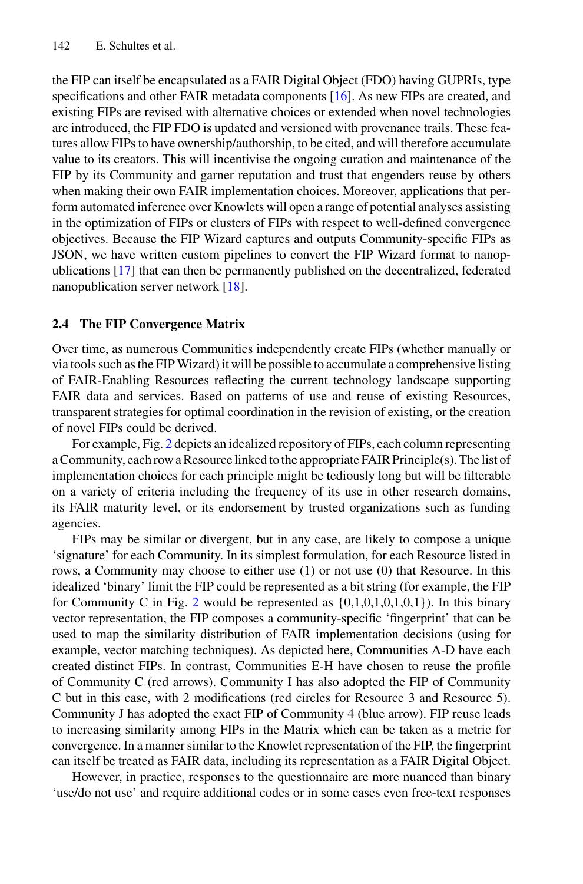the FIP can itself be encapsulated as a FAIR Digital Object (FDO) having GUPRIs, type specifications and other FAIR metadata components [16]. As new FIPs are created, and existing FIPs are revised with alternative choices or extended when novel technologies are introduced, the FIP FDO is updated and versioned with provenance trails. These features allow FIPs to have ownership/authorship, to be cited, and will therefore accumulate value to its creators. This will incentivise the ongoing curation and maintenance of the FIP by its Community and garner reputation and trust that engenders reuse by others when making their own FAIR implementation choices. Moreover, applications that perform automated inference over Knowlets will open a range of potential analyses assisting in the optimization of FIPs or clusters of FIPs with respect to well-defined convergence objectives. Because the FIP Wizard captures and outputs Community-specific FIPs as JSON, we have written custom pipelines to convert the FIP Wizard format to nanopublications [17] that can then be permanently published on the decentralized, federated nanopublication server network [18].

### 2.4 The FIP Convergence Matrix

Over time, as numerous Communities independently create FIPs (whether manually or via tools such as the FIP Wizard) it will be possible to accumulate a comprehensive listing of FAIR-Enabling Resources reflecting the current technology landscape supporting FAIR data and services. Based on patterns of use and reuse of existing Resources, transparent strategies for optimal coordination in the revision of existing, or the creation of novel FIPs could be derived.

For example, Fig. 2 depicts an idealized repository of FIPs, each column representing a Community, each row a Resource linked to the appropriate FAIR Principle(s). The list of implementation choices for each principle might be tediously long but will be filterable on a variety of criteria including the frequency of its use in other research domains, its FAIR maturity level, or its endorsement by trusted organizations such as funding agencies.

FIPs may be similar or divergent, but in any case, are likely to compose a unique 'signature' for each Community. In its simplest formulation, for each Resource listed in rows, a Community may choose to either use (1) or not use (0) that Resource. In this idealized 'binary' limit the FIP could be represented as a bit string (for example, the FIP for Community C in Fig. 2 would be represented as {0,1,0,1,0,1,0,1}). In this binary vector representation, the FIP composes a community-specific 'fingerprint' that can be used to map the similarity distribution of FAIR implementation decisions (using for example, vector matching techniques). As depicted here, Communities A-D have each created distinct FIPs. In contrast, Communities E-H have chosen to reuse the profile of Community C (red arrows). Community I has also adopted the FIP of Community C but in this case, with 2 modifications (red circles for Resource 3 and Resource 5). Community J has adopted the exact FIP of Community 4 (blue arrow). FIP reuse leads to increasing similarity among FIPs in the Matrix which can be taken as a metric for convergence. In a manner similar to the Knowlet representation of the FIP, the fingerprint can itself be treated as FAIR data, including its representation as a FAIR Digital Object.

However, in practice, responses to the questionnaire are more nuanced than binary 'use/do not use' and require additional codes or in some cases even free-text responses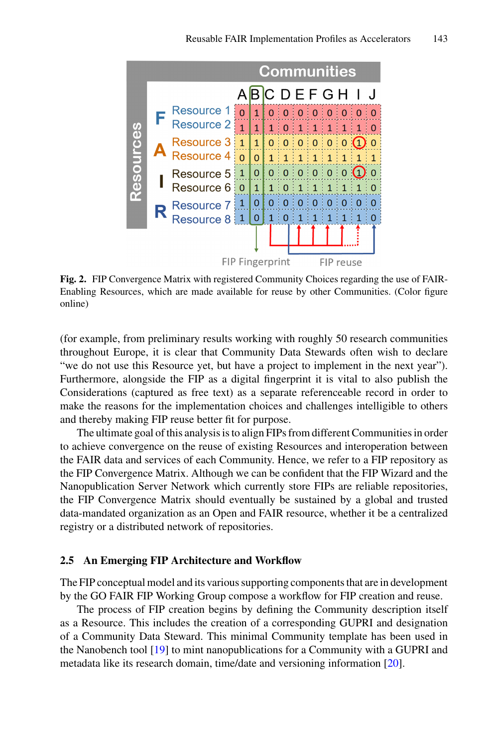**Fig. 2.** FIP Convergence Matrix with registered Community Choices regarding the use of FAIR-Enabling Resources, which are made available for reuse by other Communities. (Color figure online)

(for example, from preliminary results working with roughly 50 research communities throughout Europe, it is clear that Community Data Stewards often wish to declare "we do not use this Resource yet, but have a project to implement in the next year"). Furthermore, alongside the FIP as a digital fingerprint it is vital to also publish the Considerations (captured as free text) as a separate referenceable record in order to make the reasons for the implementation choices and challenges intelligible to others and thereby making FIP reuse better fit for purpose.

The ultimate goal of this analysis is to align FIPs from different Communities in order to achieve convergence on the reuse of existing Resources and interoperation between the FAIR data and services of each Community. Hence, we refer to a FIP repository as the FIP Convergence Matrix. Although we can be confident that the FIP Wizard and the Nanopublication Server Network which currently store FIPs are reliable repositories, the FIP Convergence Matrix should eventually be sustained by a global and trusted data-mandated organization as an Open and FAIR resource, whether it be a centralized registry or a distributed network of repositories.

### 2.5 An Emerging FIP Architecture and Workflow

The FIP conceptual model and its various supporting components that are in development by the GO FAIR FIP Working Group compose a workflow for FIP creation and reuse.

The process of FIP creation begins by defining the Community description itself as a Resource. This includes the creation of a corresponding GUPRI and designation of a Community Data Steward. This minimal Community template has been used in the Nanobench tool [19] to mint nanopublications for a Community with a GUPRI and metadata like its research domain, time/date and versioning information [20].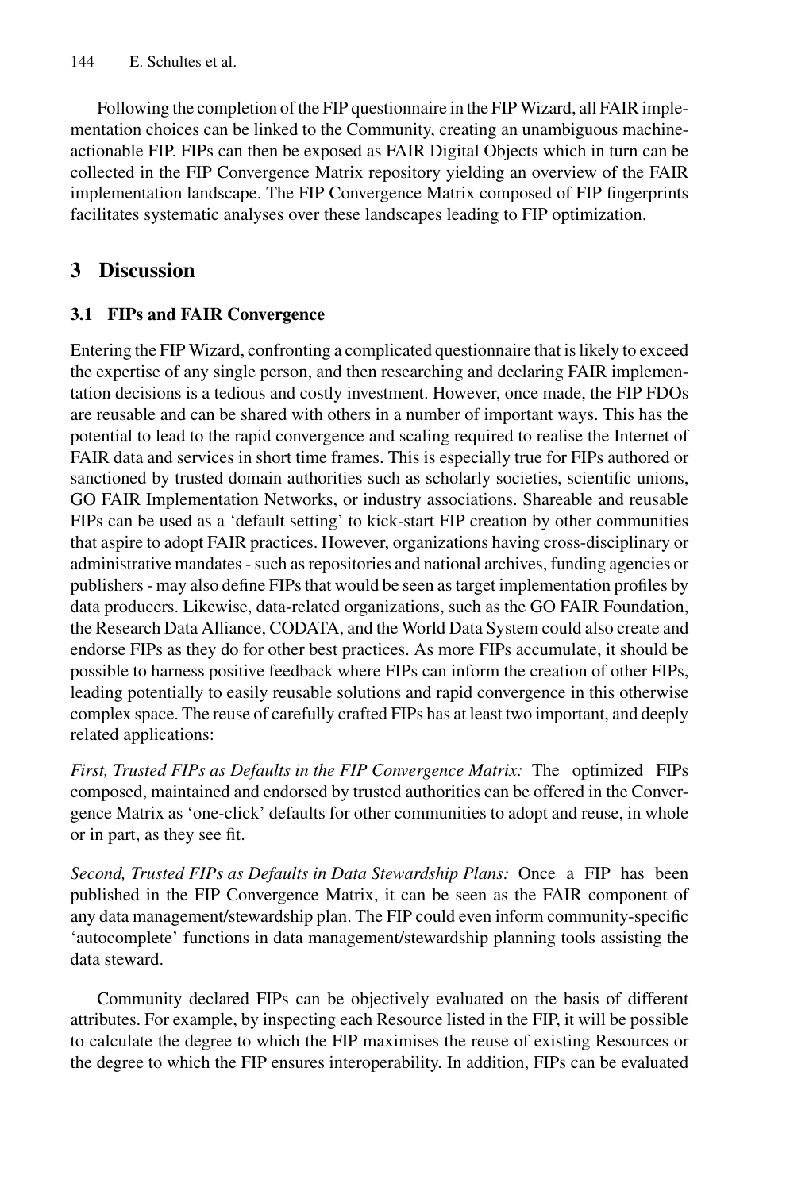Following the completion of the FIP questionnaire in the FIP Wizard, all FAIR implementation choices can be linked to the Community, creating an unambiguous machine-actionable FIP. FIPs can then be exposed as FAIR Digital Objects which in turn can be collected in the FIP Convergence Matrix repository yielding an overview of the FAIR implementation landscape. The FIP Convergence Matrix composed of FIP fingerprints facilitates systematic analyses over these landscapes leading to FIP optimization.

# 3 Discussion

## 3.1 FIPs and FAIR Convergence

Entering the FIP Wizard, confronting a complicated questionnaire that is likely to exceed the expertise of any single person, and then researching and declaring FAIR implementation decisions is a tedious and costly investment. However, once made, the FIP FDOs are reusable and can be shared with others in a number of important ways. This has the potential to lead to the rapid convergence and scaling required to realise the Internet of FAIR data and services in short time frames. This is especially true for FIPs authored or sanctioned by trusted domain authorities such as scholarly societies, scientific unions, GO FAIR Implementation Networks, or industry associations. Shareable and reusable FIPs can be used as a 'default setting' to kick-start FIP creation by other communities that aspire to adopt FAIR practices. However, organizations having cross-disciplinary or administrative mandates - such as repositories and national archives, funding agencies or publishers - may also define FIPs that would be seen as target implementation profiles by data producers. Likewise, data-related organizations, such as the GO FAIR Foundation, the Research Data Alliance, CODATA, and the World Data System could also create and endorse FIPs as they do for other best practices. As more FIPs accumulate, it should be possible to harness positive feedback where FIPs can inform the creation of other FIPs, leading potentially to easily reusable solutions and rapid convergence in this otherwise complex space. The reuse of carefully crafted FIPs has at least two important, and deeply related applications:

*First, Trusted FIPs as Defaults in the FIP Convergence Matrix:* The optimized FIPs composed, maintained and endorsed by trusted authorities can be offered in the Convergence Matrix as 'one-click' defaults for other communities to adopt and reuse, in whole or in part, as they see fit.

*Second, Trusted FIPs as Defaults in Data Stewardship Plans:* Once a FIP has been published in the FIP Convergence Matrix, it can be seen as the FAIR component of any data management/stewardship plan. The FIP could even inform community-specific 'autocomplete' functions in data management/stewardship planning tools assisting the data steward.

Community declared FIPs can be objectively evaluated on the basis of different attributes. For example, by inspecting each Resource listed in the FIP, it will be possible to calculate the degree to which the FIP maximises the reuse of existing Resources or the degree to which the FIP ensures interoperability. In addition, FIPs can be evaluated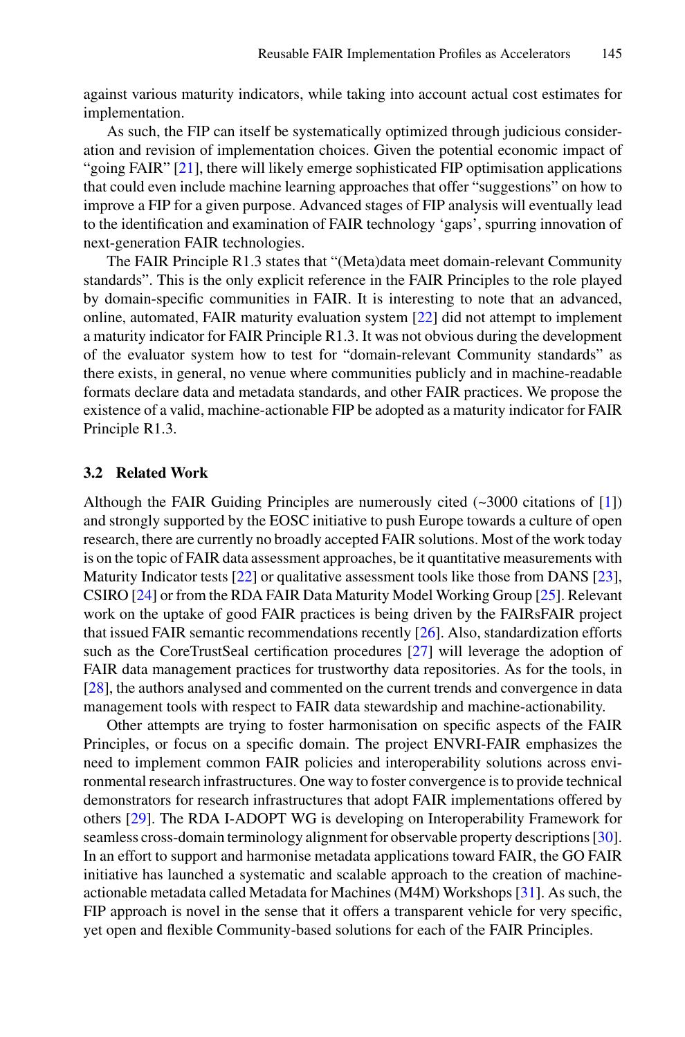against various maturity indicators, while taking into account actual cost estimates for implementation.

As such, the FIP can itself be systematically optimized through judicious consideration and revision of implementation choices. Given the potential economic impact of "going FAIR" [21], there will likely emerge sophisticated FIP optimisation applications that could even include machine learning approaches that offer "suggestions" on how to improve a FIP for a given purpose. Advanced stages of FIP analysis will eventually lead to the identification and examination of FAIR technology 'gaps', spurring innovation of next-generation FAIR technologies.

The FAIR Principle R1.3 states that "(Meta)data meet domain-relevant Community standards". This is the only explicit reference in the FAIR Principles to the role played by domain-specific communities in FAIR. It is interesting to note that an advanced, online, automated, FAIR maturity evaluation system [22] did not attempt to implement a maturity indicator for FAIR Principle R1.3. It was not obvious during the development of the evaluator system how to test for "domain-relevant Community standards" as there exists, in general, no venue where communities publicly and in machine-readable formats declare data and metadata standards, and other FAIR practices. We propose the existence of a valid, machine-actionable FIP be adopted as a maturity indicator for FAIR Principle R1.3.

### 3.2 Related Work

Although the FAIR Guiding Principles are numerously cited (~3000 citations of [1]) and strongly supported by the EOSC initiative to push Europe towards a culture of open research, there are currently no broadly accepted FAIR solutions. Most of the work today is on the topic of FAIR data assessment approaches, be it quantitative measurements with Maturity Indicator tests [22] or qualitative assessment tools like those from DANS [23], CSIRO [24] or from the RDA FAIR Data Maturity Model Working Group [25]. Relevant work on the uptake of good FAIR practices is being driven by the FAIRsFAIR project that issued FAIR semantic recommendations recently [26]. Also, standardization efforts such as the CoreTrustSeal certification procedures [27] will leverage the adoption of FAIR data management practices for trustworthy data repositories. As for the tools, in [28], the authors analysed and commented on the current trends and convergence in data management tools with respect to FAIR data stewardship and machine-actionability.

Other attempts are trying to foster harmonisation on specific aspects of the FAIR Principles, or focus on a specific domain. The project ENVRI-FAIR emphasizes the need to implement common FAIR policies and interoperability solutions across environmental research infrastructures. One way to foster convergence is to provide technical demonstrators for research infrastructures that adopt FAIR implementations offered by others [29]. The RDA I-ADOPT WG is developing on Interoperability Framework for seamless cross-domain terminology alignment for observable property descriptions [30]. In an effort to support and harmonise metadata applications toward FAIR, the GO FAIR initiative has launched a systematic and scalable approach to the creation of machine-actionable metadata called Metadata for Machines (M4M) Workshops [31]. As such, the FIP approach is novel in the sense that it offers a transparent vehicle for very specific, yet open and flexible Community-based solutions for each of the FAIR Principles.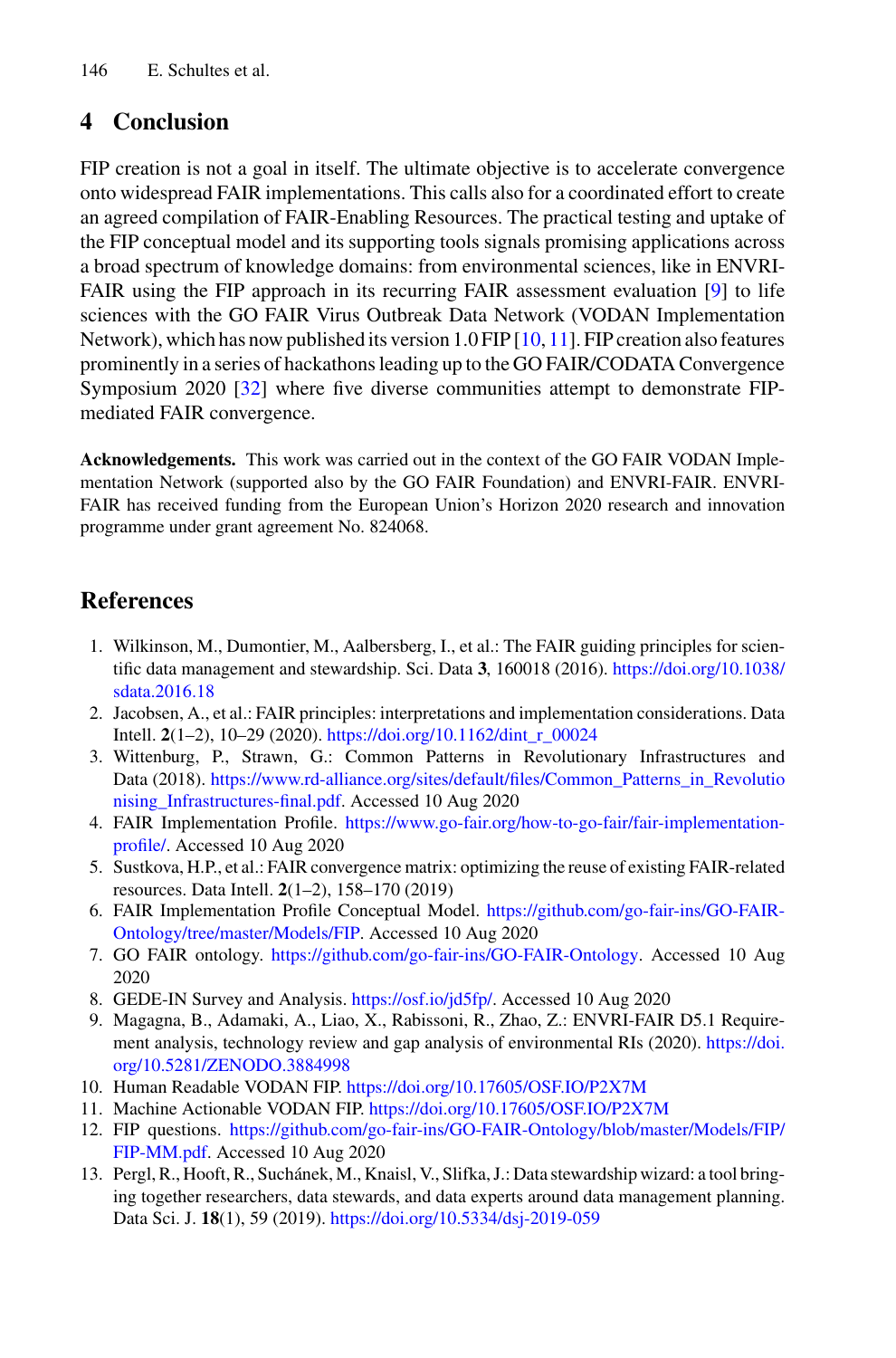## 4 Conclusion

FIP creation is not a goal in itself. The ultimate objective is to accelerate convergence onto widespread FAIR implementations. This calls also for a coordinated effort to create an agreed compilation of FAIR-Enabling Resources. The practical testing and uptake of the FIP conceptual model and its supporting tools signals promising applications across a broad spectrum of knowledge domains: from environmental sciences, like in ENVRI-FAIR using the FIP approach in its recurring FAIR assessment evaluation [9] to life sciences with the GO FAIR Virus Outbreak Data Network (VODAN Implementation Network), which has now published its version 1.0 FIP [10, 11]. FIP creation also features prominently in a series of hackathons leading up to the GO FAIR/CODATA Convergence Symposium 2020 [32] where five diverse communities attempt to demonstrate FIP-mediated FAIR convergence.

**Acknowledgements.** This work was carried out in the context of the GO FAIR VODAN Implementation Network (supported also by the GO FAIR Foundation) and ENVRI-FAIR. ENVRI-FAIR has received funding from the European Union's Horizon 2020 research and innovation programme under grant agreement No. 824068.

## References

1. Wilkinson, M., Dumontier, M., Aalbersberg, I., et al.: The FAIR guiding principles for scientific data management and stewardship. Sci. Data **3**, 160018 (2016). https://doi.org/10.1038/sdata.2016.18
2. Jacobsen, A., et al.: FAIR principles: interpretations and implementation considerations. Data Intell. **2**(1–2), 10–29 (2020). https://doi.org/10.1162/dint_r_00024
3. Wittenburg, P., Strawn, G.: Common Patterns in Revolutionary Infrastructures and Data (2018). https://www.rd-alliance.org/sites/default/files/Common_Patterns_in_Revolutionising_Infrastructures-final.pdf. Accessed 10 Aug 2020
4. FAIR Implementation Profile. https://www.go-fair.org/how-to-go-fair/fair-implementation-profile/. Accessed 10 Aug 2020
5. Sustkova, H.P., et al.: FAIR convergence matrix: optimizing the reuse of existing FAIR-related resources. Data Intell. **2**(1–2), 158–170 (2019)
6. FAIR Implementation Profile Conceptual Model. https://github.com/go-fair-ins/GO-FAIR-Ontology/tree/master/Models/FIP. Accessed 10 Aug 2020
7. GO FAIR ontology. https://github.com/go-fair-ins/GO-FAIR-Ontology. Accessed 10 Aug 2020
8. GEDE-IN Survey and Analysis. https://osf.io/jd5fp/. Accessed 10 Aug 2020
9. Magagna, B., Adamaki, A., Liao, X., Rabissoni, R., Zhao, Z.: ENVRI-FAIR D5.1 Requirement analysis, technology review and gap analysis of environmental RIs (2020). https://doi.org/10.5281/ZENODO.3884998
10. Human Readable VODAN FIP. https://doi.org/10.17605/OSF.IO/P2X7M
11. Machine Actionable VODAN FIP. https://doi.org/10.17605/OSF.IO/P2X7M
12. FIP questions. https://github.com/go-fair-ins/GO-FAIR-Ontology/blob/master/Models/FIP/FIP-MM.pdf. Accessed 10 Aug 2020
13. Pergl, R., Hooft, R., Suchánek, M., Knaisl, V., Slifka, J.: Data stewardship wizard: a tool bringing together researchers, data stewards, and data experts around data management planning. Data Sci. J. **18**(1), 59 (2019). https://doi.org/10.5334/dsj-2019-059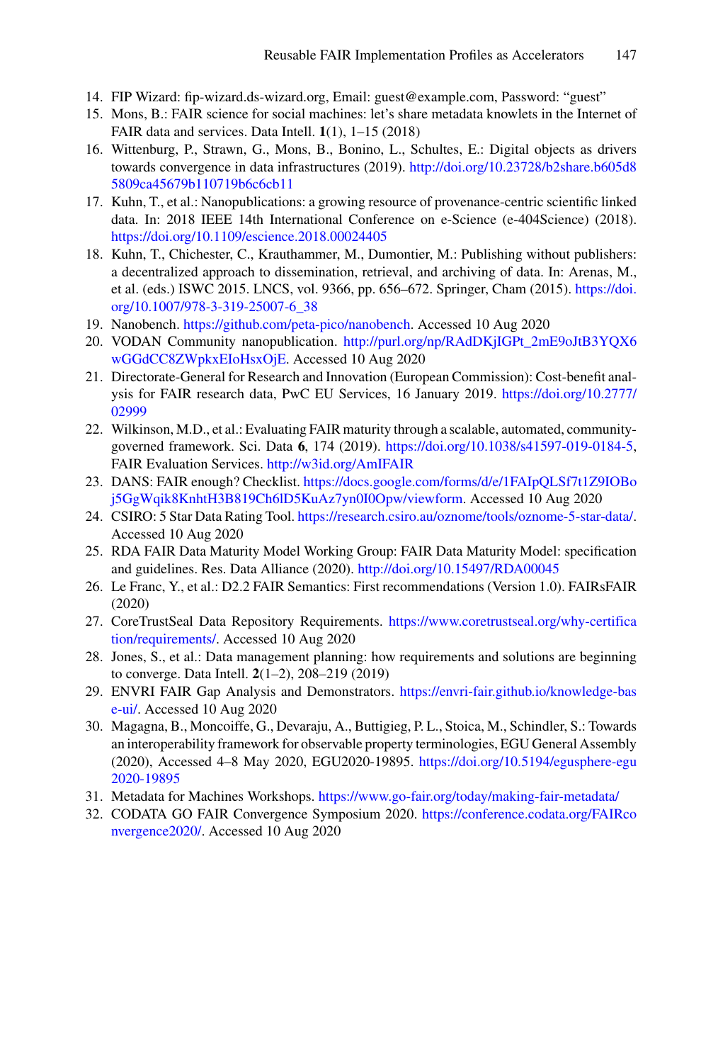14. FIP Wizard: fip-wizard.ds-wizard.org, Email: guest@example.com, Password: "guest"
15. Mons, B.: FAIR science for social machines: let's share metadata knowlets in the Internet of FAIR data and services. Data Intell. **1**(1), 1–15 (2018)
16. Wittenburg, P., Strawn, G., Mons, B., Bonino, L., Schultes, E.: Digital objects as drivers towards convergence in data infrastructures (2019). http://doi.org/10.23728/b2share.b605d85809ca45679b110719b6c6cb11
17. Kuhn, T., et al.: Nanopublications: a growing resource of provenance-centric scientific linked data. In: 2018 IEEE 14th International Conference on e-Science (e-404Science) (2018). https://doi.org/10.1109/escience.2018.00024405
18. Kuhn, T., Chichester, C., Krauthammer, M., Dumontier, M.: Publishing without publishers: a decentralized approach to dissemination, retrieval, and archiving of data. In: Arenas, M., et al. (eds.) ISWC 2015. LNCS, vol. 9366, pp. 656–672. Springer, Cham (2015). https://doi.org/10.1007/978-3-319-25007-6_38
19. Nanobench. https://github.com/peta-pico/nanobench. Accessed 10 Aug 2020
20. VODAN Community nanopublication. http://purl.org/np/RAdDKjIGPt_2mE9oJtB3YQX6wGGdCC8ZWpkxEIoHsxOjE. Accessed 10 Aug 2020
21. Directorate-General for Research and Innovation (European Commission): Cost-benefit analysis for FAIR research data, PwC EU Services, 16 January 2019. https://doi.org/10.2777/02999
22. Wilkinson, M.D., et al.: Evaluating FAIR maturity through a scalable, automated, community-governed framework. Sci. Data **6**, 174 (2019). https://doi.org/10.1038/s41597-019-0184-5, FAIR Evaluation Services. http://w3id.org/AmIFAIR
23. DANS: FAIR enough? Checklist. https://docs.google.com/forms/d/e/1FAIpQLSf7t1Z9IOBoj5GgWqik8KnhtH3B819Ch6lD5KuAz7yn0I0Opw/viewform. Accessed 10 Aug 2020
24. CSIRO: 5 Star Data Rating Tool. https://research.csiro.au/oznome/tools/oznome-5-star-data/. Accessed 10 Aug 2020
25. RDA FAIR Data Maturity Model Working Group: FAIR Data Maturity Model: specification and guidelines. Res. Data Alliance (2020). http://doi.org/10.15497/RDA00045
26. Le Franc, Y., et al.: D2.2 FAIR Semantics: First recommendations (Version 1.0). FAIRsFAIR (2020)
27. CoreTrustSeal Data Repository Requirements. https://www.coretrustseal.org/why-certification/requirements/. Accessed 10 Aug 2020
28. Jones, S., et al.: Data management planning: how requirements and solutions are beginning to converge. Data Intell. **2**(1–2), 208–219 (2019)
29. ENVRI FAIR Gap Analysis and Demonstrators. https://envri-fair.github.io/knowledge-base-ui/. Accessed 10 Aug 2020
30. Magagna, B., Moncoiffe, G., Devaraju, A., Buttigieg, P. L., Stoica, M., Schindler, S.: Towards an interoperability framework for observable property terminologies, EGU General Assembly (2020), Accessed 4–8 May 2020, EGU2020-19895. https://doi.org/10.5194/egusphere-egu2020-19895
31. Metadata for Machines Workshops. https://www.go-fair.org/today/making-fair-metadata/
32. CODATA GO FAIR Convergence Symposium 2020. https://conference.codata.org/FAIRconvergence2020/. Accessed 10 Aug 2020